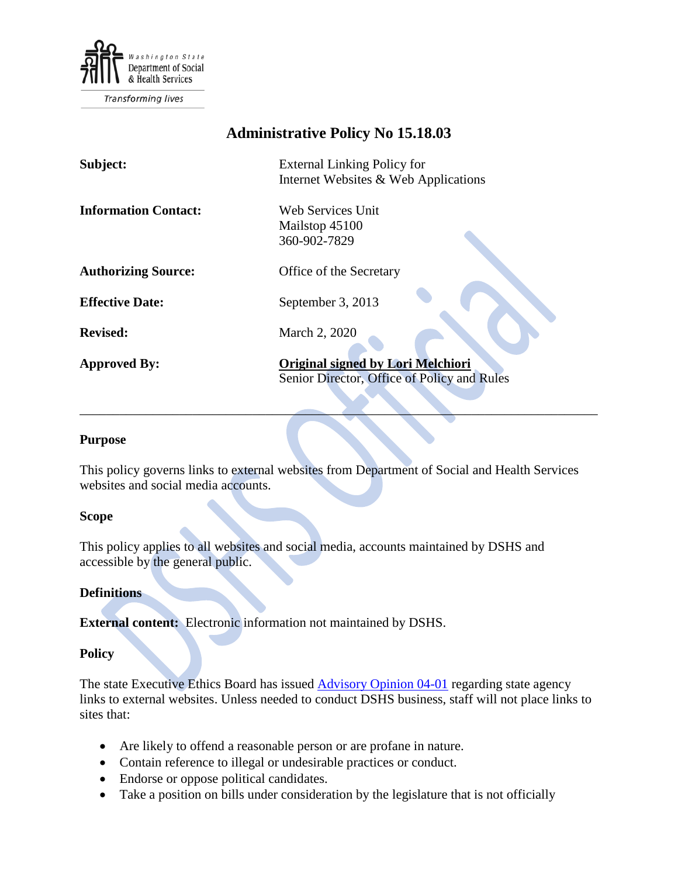Washington State Department of Social & Health Services

Transforming lives

# Administrative Policy No 15.18.03

| | |
|---|---|
| **Subject:** | External Linking Policy for Internet Websites & Web Applications |
| **Information Contact:** | Web Services Unit<br>Mailstop 45100<br>360-902-7829 |
| **Authorizing Source:** | Office of the Secretary |
| **Effective Date:** | September 3, 2013 |
| **Revised:** | March 2, 2020 |
| **Approved By:** | **Original signed by Lori Melchiori**<br>Senior Director, Office of Policy and Rules |

---

## Purpose

This policy governs links to external websites from Department of Social and Health Services websites and social media accounts.

## Scope

This policy applies to all websites and social media, accounts maintained by DSHS and accessible by the general public.

## Definitions

**External content:** Electronic information not maintained by DSHS.

## Policy

The state Executive Ethics Board has issued [Advisory Opinion 04-01](#) regarding state agency links to external websites. Unless needed to conduct DSHS business, staff will not place links to sites that:

- Are likely to offend a reasonable person or are profane in nature.
- Contain reference to illegal or undesirable practices or conduct.
- Endorse or oppose political candidates.
- Take a position on bills under consideration by the legislature that is not officially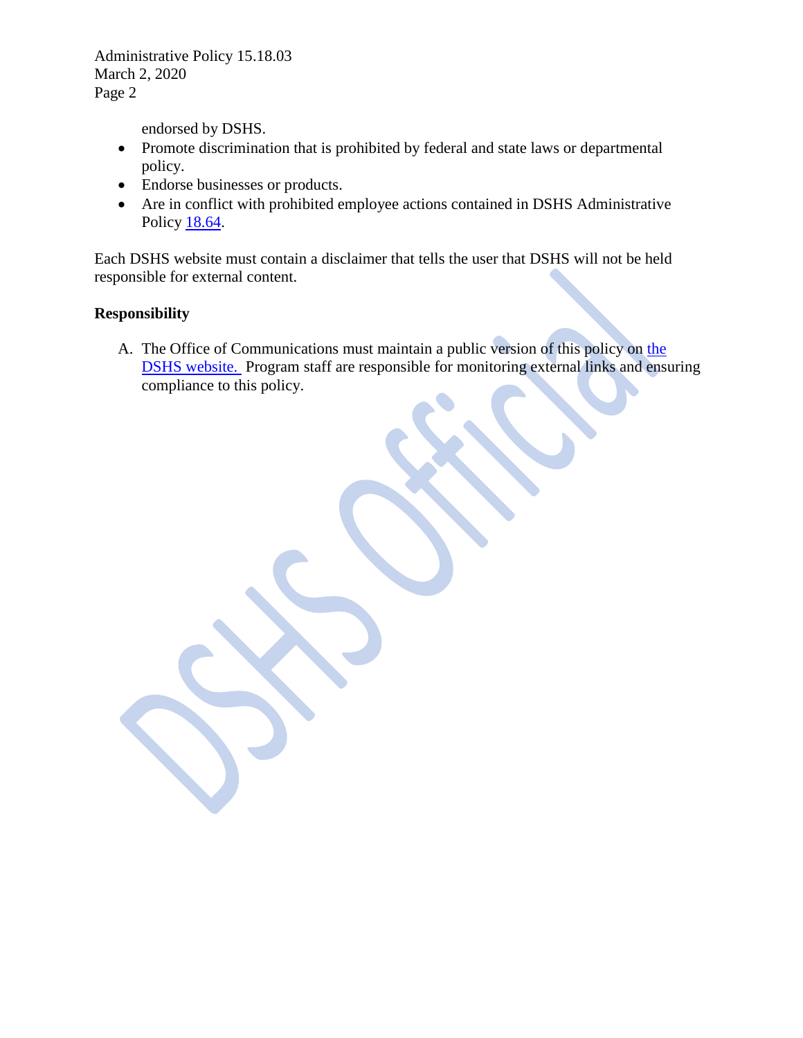endorsed by DSHS.

- Promote discrimination that is prohibited by federal and state laws or departmental policy.
- Endorse businesses or products.
- Are in conflict with prohibited employee actions contained in DSHS Administrative Policy 18.64.

Each DSHS website must contain a disclaimer that tells the user that DSHS will not be held responsible for external content.

**Responsibility**

A. The Office of Communications must maintain a public version of this policy on the DSHS website. Program staff are responsible for monitoring external links and ensuring compliance to this policy.